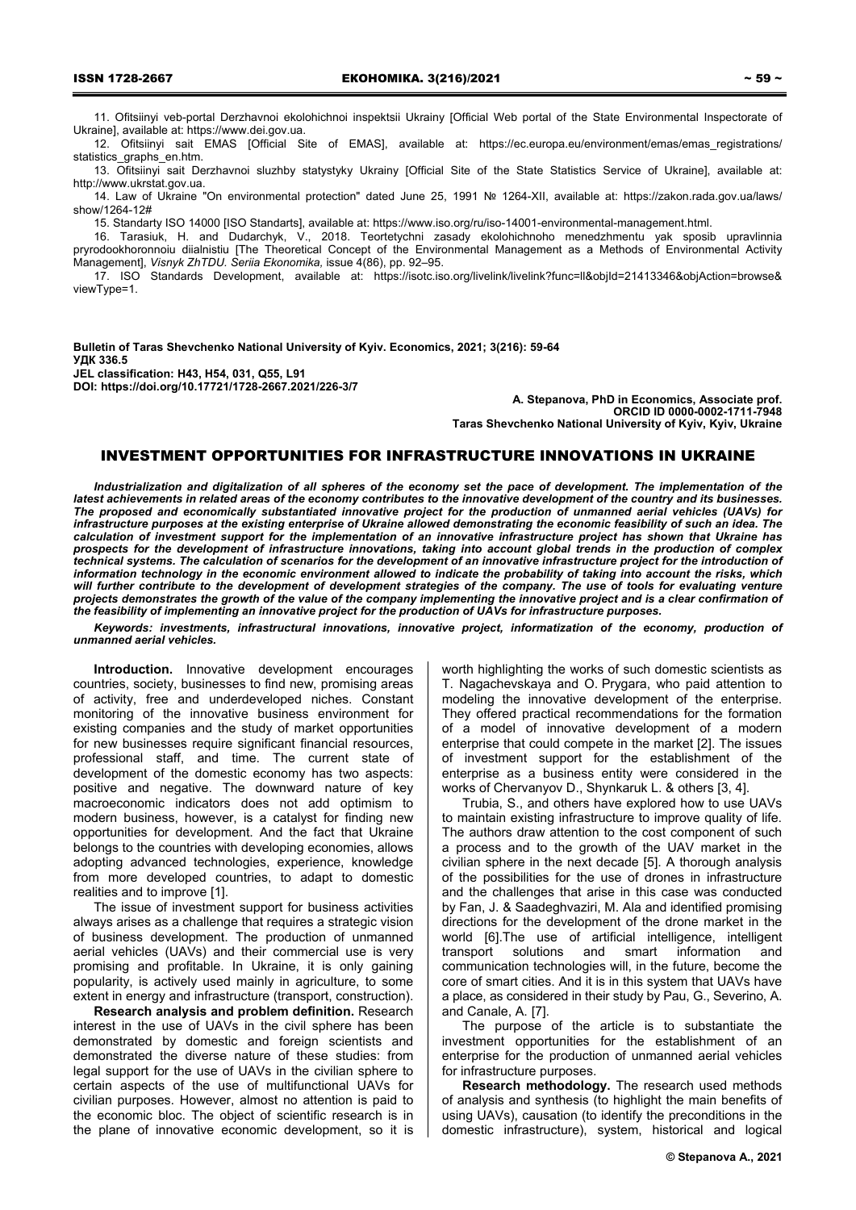11. Ofitsiinyi veb-portal Derzhavnoi ekolohichnoi inspektsii Ukrainy [Official Web portal of the State Environmental Inspectorate of Ukraine], available at: https://www.dei.gov.ua.

12. Ofitsiinyi sait EMAS [Official Site of EMAS], available at: https://ec.europa.eu/environment/emas/emas_registrations/statistics_graphs_en.htm.

13. Ofitsiinyi sait Derzhavnoi sluzhby statystyky Ukrainy [Official Site of the State Statistics Service of Ukraine], available at: http://www.ukrstat.gov.ua.

14. Law of Ukraine "On environmental protection" dated June 25, 1991 № 1264-XII, available at: https://zakon.rada.gov.ua/laws/show/1264-12#

15. Standarty ISO 14000 [ISO Standarts], available at: https://www.iso.org/ru/iso-14001-environmental-management.html.

16. Tarasiuk, H. and Dudarchyk, V., 2018. Teortetychni zasady ekolohichnoho menedzhmentu yak sposib upravlinnia pryrodookhoronnoiu diialnistiu [The Theoretical Concept of the Environmental Management as a Methods of Environmental Activity Management], *Visnyk ZhTDU. Seriia Ekonomika,* issue 4(86), pp. 92–95.

17. ISO Standards Development, available at: https://isotc.iso.org/livelink/livelink?func=ll&objId=21413346&objAction=browse&viewType=1.

**Bulletin of Taras Shevchenko National University of Kyiv. Economics, 2021; 3(216): 59-64**
**УДК 336.5**
**JEL classification: H43, H54, 031, Q55, L91**
**DOI: https://doi.org/10.17721/1728-2667.2021/226-3/7**

**A. Stepanova, PhD in Economics, Associate prof.**
**ORCID ID 0000-0002-1711-7948**
**Taras Shevchenko National University of Kyiv, Kyiv, Ukraine**

# INVESTMENT OPPORTUNITIES FOR INFRASTRUCTURE INNOVATIONS IN UKRAINE

***Industrialization and digitalization of all spheres of the economy set the pace of development. The implementation of the latest achievements in related areas of the economy contributes to the innovative development of the country and its businesses. The proposed and economically substantiated innovative project for the production of unmanned aerial vehicles (UAVs) for infrastructure purposes at the existing enterprise of Ukraine allowed demonstrating the economic feasibility of such an idea. The calculation of investment support for the implementation of an innovative infrastructure project has shown that Ukraine has prospects for the development of infrastructure innovations, taking into account global trends in the production of complex technical systems. The calculation of scenarios for the development of an innovative infrastructure project for the introduction of information technology in the economic environment allowed to indicate the probability of taking into account the risks, which will further contribute to the development of development strategies of the company. The use of tools for evaluating venture projects demonstrates the growth of the value of the company implementing the innovative project and is a clear confirmation of the feasibility of implementing an innovative project for the production of UAVs for infrastructure purposes.***

***Keywords: investments, infrastructural innovations, innovative project, informatization of the economy, production of unmanned aerial vehicles.***

**Introduction.** Innovative development encourages countries, society, businesses to find new, promising areas of activity, free and underdeveloped niches. Constant monitoring of the innovative business environment for existing companies and the study of market opportunities for new businesses require significant financial resources, professional staff, and time. The current state of development of the domestic economy has two aspects: positive and negative. The downward nature of key macroeconomic indicators does not add optimism to modern business, however, is a catalyst for finding new opportunities for development. And the fact that Ukraine belongs to the countries with developing economies, allows adopting advanced technologies, experience, knowledge from more developed countries, to adapt to domestic realities and to improve [1].

The issue of investment support for business activities always arises as a challenge that requires a strategic vision of business development. The production of unmanned aerial vehicles (UAVs) and their commercial use is very promising and profitable. In Ukraine, it is only gaining popularity, is actively used mainly in agriculture, to some extent in energy and infrastructure (transport, construction).

**Research analysis and problem definition.** Research interest in the use of UAVs in the civil sphere has been demonstrated by domestic and foreign scientists and demonstrated the diverse nature of these studies: from legal support for the use of UAVs in the civilian sphere to certain aspects of the use of multifunctional UAVs for civilian purposes. However, almost no attention is paid to the economic bloc. The object of scientific research is in the plane of innovative economic development, so it is worth highlighting the works of such domestic scientists as T. Nagachevskaya and O. Prygara, who paid attention to modeling the innovative development of the enterprise. They offered practical recommendations for the formation of a model of innovative development of a modern enterprise that could compete in the market [2]. The issues of investment support for the establishment of the enterprise as a business entity were considered in the works of Chervanyov D., Shynkaruk L. & others [3, 4].

Trubia, S., and others have explored how to use UAVs to maintain existing infrastructure to improve quality of life. The authors draw attention to the cost component of such a process and to the growth of the UAV market in the civilian sphere in the next decade [5]. A thorough analysis of the possibilities for the use of drones in infrastructure and the challenges that arise in this case was conducted by Fan, J. & Saadeghvaziri, M. Ala and identified promising directions for the development of the drone market in the world [6].The use of artificial intelligence, intelligent transport solutions and smart information and communication technologies will, in the future, become the core of smart cities. And it is in this system that UAVs have a place, as considered in their study by Pau, G., Severino, A. and Canale, A. [7].

The purpose of the article is to substantiate the investment opportunities for the establishment of an enterprise for the production of unmanned aerial vehicles for infrastructure purposes.

**Research methodology.** The research used methods of analysis and synthesis (to highlight the main benefits of using UAVs), causation (to identify the preconditions in the domestic infrastructure), system, historical and logical

© Stepanova A., 2021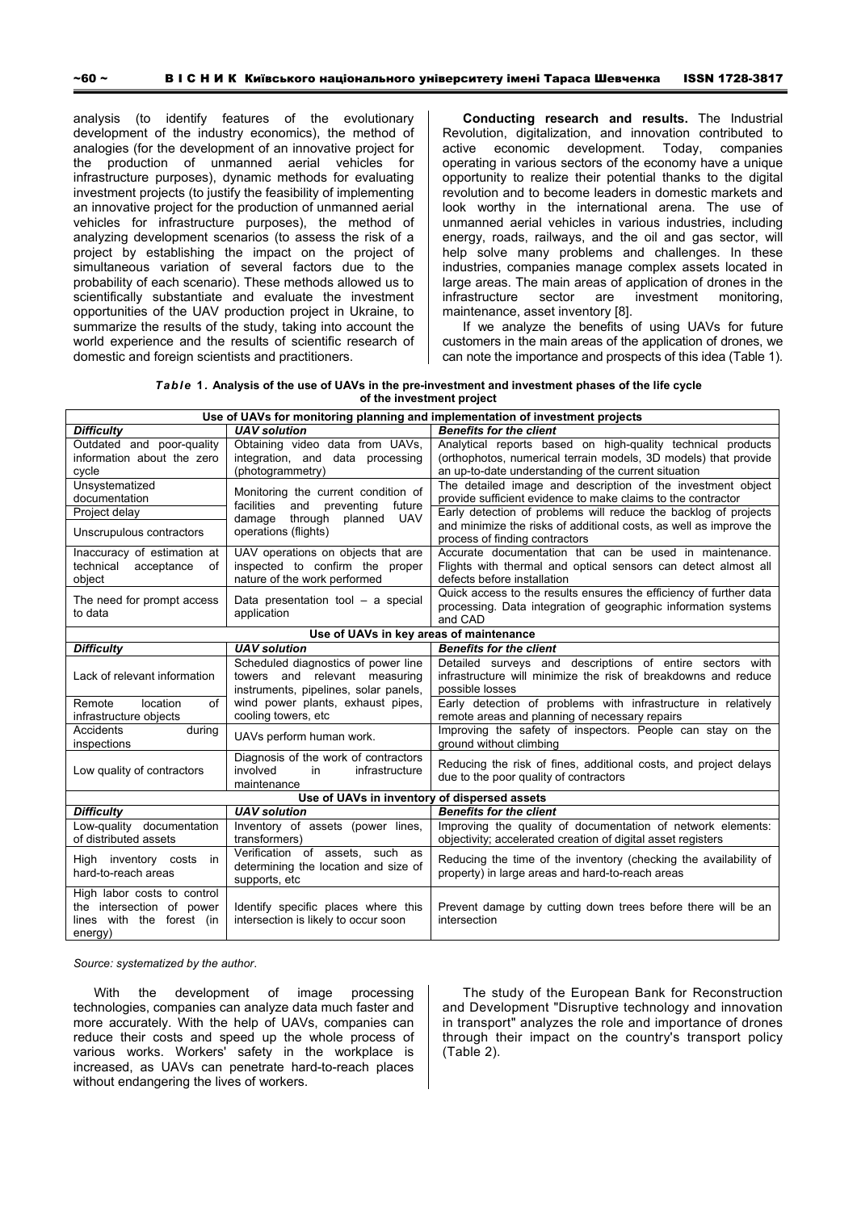analysis (to identify features of the evolutionary development of the industry economics), the method of analogies (for the development of an innovative project for the production of unmanned aerial vehicles for infrastructure purposes), dynamic methods for evaluating investment projects (to justify the feasibility of implementing an innovative project for the production of unmanned aerial vehicles for infrastructure purposes), the method of analyzing development scenarios (to assess the risk of a project by establishing the impact on the project of simultaneous variation of several factors due to the probability of each scenario). These methods allowed us to scientifically substantiate and evaluate the investment opportunities of the UAV production project in Ukraine, to summarize the results of the study, taking into account the world experience and the results of scientific research of domestic and foreign scientists and practitioners.

**Conducting research and results.** The Industrial Revolution, digitalization, and innovation contributed to active economic development. Today, companies operating in various sectors of the economy have a unique opportunity to realize their potential thanks to the digital revolution and to become leaders in domestic markets and look worthy in the international arena. The use of unmanned aerial vehicles in various industries, including energy, roads, railways, and the oil and gas sector, will help solve many problems and challenges. In these industries, companies manage complex assets located in large areas. The main areas of application of drones in the infrastructure sector are investment monitoring, maintenance, asset inventory [8].

If we analyze the benefits of using UAVs for future customers in the main areas of the application of drones, we can note the importance and prospects of this idea (Table 1).

***Table* 1. Analysis of the use of UAVs in the pre-investment and investment phases of the life cycle of the investment project**

| **Use of UAVs for monitoring planning and implementation of investment projects** | | |
|---|---|---|
| ***Difficulty*** | ***UAV solution*** | ***Benefits for the client*** |
| Outdated and poor-quality information about the zero cycle | Obtaining video data from UAVs, integration, and data processing (photogrammetry) | Analytical reports based on high-quality technical products (orthophotos, numerical terrain models, 3D models) that provide an up-to-date understanding of the current situation |
| Unsystematized documentation | Monitoring the current condition of facilities and preventing future damage through planned UAV operations (flights) | The detailed image and description of the investment object provide sufficient evidence to make claims to the contractor |
| Project delay | | Early detection of problems will reduce the backlog of projects and minimize the risks of additional costs, as well as improve the process of finding contractors |
| Unscrupulous contractors | | |
| Inaccuracy of estimation at technical acceptance of object | UAV operations on objects that are inspected to confirm the proper nature of the work performed | Accurate documentation that can be used in maintenance. Flights with thermal and optical sensors can detect almost all defects before installation |
| The need for prompt access to data | Data presentation tool – a special application | Quick access to the results ensures the efficiency of further data processing. Data integration of geographic information systems and CAD |
| **Use of UAVs in key areas of maintenance** | | |
| ***Difficulty*** | ***UAV solution*** | ***Benefits for the client*** |
| Lack of relevant information | Scheduled diagnostics of power line towers and relevant measuring instruments, pipelines, solar panels, wind power plants, exhaust pipes, cooling towers, etc | Detailed surveys and descriptions of entire sectors with infrastructure will minimize the risk of breakdowns and reduce possible losses |
| Remote location of infrastructure objects | | Early detection of problems with infrastructure in relatively remote areas and planning of necessary repairs |
| Accidents during inspections | UAVs perform human work. | Improving the safety of inspectors. People can stay on the ground without climbing |
| Low quality of contractors | Diagnosis of the work of contractors involved in infrastructure maintenance | Reducing the risk of fines, additional costs, and project delays due to the poor quality of contractors |
| **Use of UAVs in inventory of dispersed assets** | | |
| ***Difficulty*** | ***UAV solution*** | ***Benefits for the client*** |
| Low-quality documentation of distributed assets | Inventory of assets (power lines, transformers) | Improving the quality of documentation of network elements: objectivity; accelerated creation of digital asset registers |
| High inventory costs in hard-to-reach areas | Verification of assets, such as determining the location and size of supports, etc | Reducing the time of the inventory (checking the availability of property) in large areas and hard-to-reach areas |
| High labor costs to control the intersection of power lines with the forest (in energy) | Identify specific places where this intersection is likely to occur soon | Prevent damage by cutting down trees before there will be an intersection |

*Source: systematized by the author*.

With the development of image processing technologies, companies can analyze data much faster and more accurately. With the help of UAVs, companies can reduce their costs and speed up the whole process of various works. Workers' safety in the workplace is increased, as UAVs can penetrate hard-to-reach places without endangering the lives of workers.

The study of the European Bank for Reconstruction and Development "Disruptive technology and innovation in transport" analyzes the role and importance of drones through their impact on the country's transport policy (Table 2).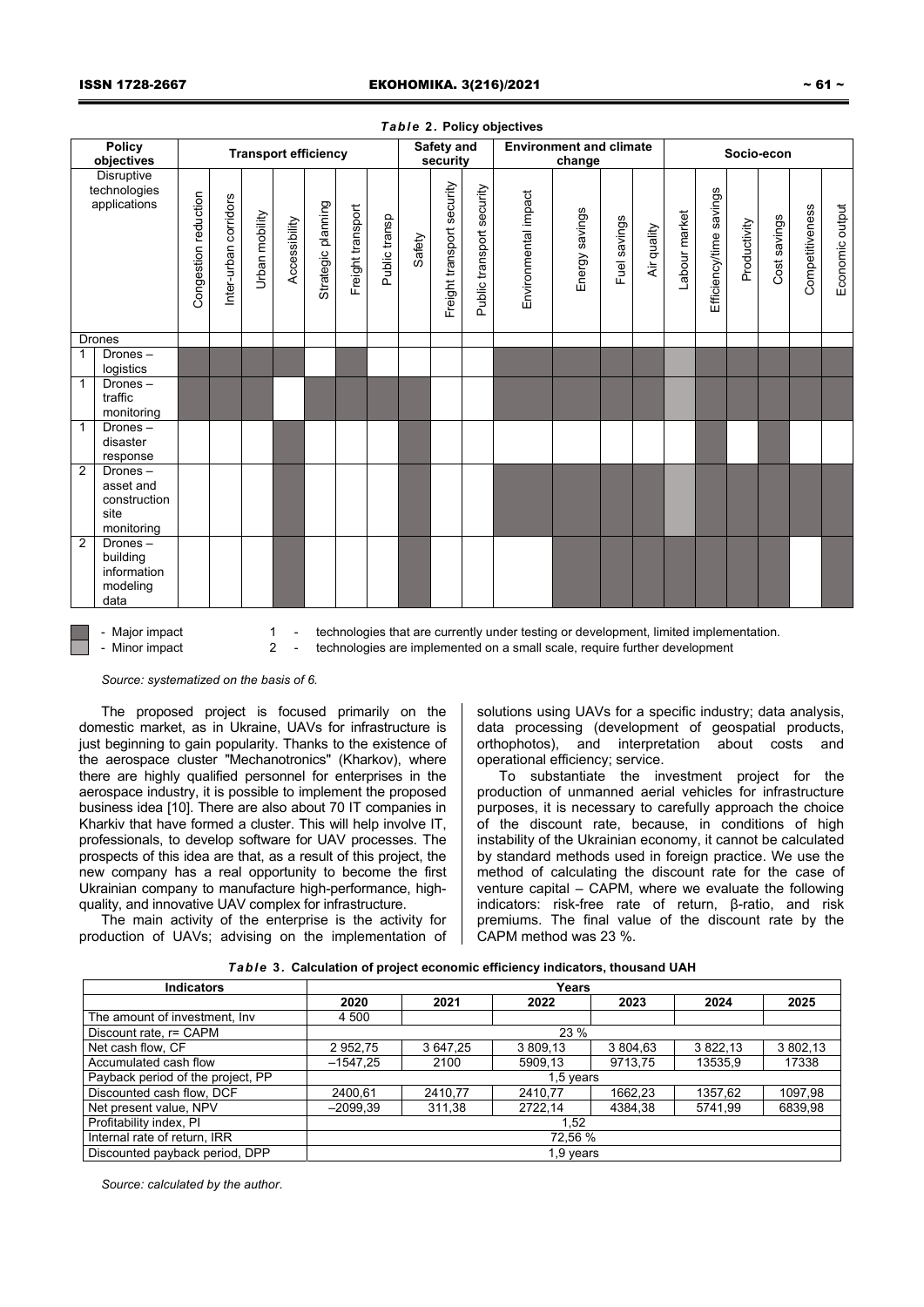*Table 2.* **Policy objectives**

| Policy objectives | | Transport efficiency | | | | | | | Safety and security | | | Environment and climate change | | | | Socio-econ | | | | | |
|---|---|---|---|---|---|---|---|---|---|---|---|---|---|---|---|---|---|---|---|---|---|
| Disruptive technologies applications | | Congestion reduction | Inter-urban corridors | Urban mobility | Accessibility | Strategic planning | Freight transport | Public transp | Safety | Freight transport security | Public transport security | Environmental impact | Energy savings | Fuel savings | Air quality | Labour market | Efficiency/time savings | Productivity | Cost savings | Competitiveness | Economic output |
| Drones | | | | | | | | | | | | | | | | | | | | | |
| 1 | Drones – logistics | ■ | ■ | ■ | ■ | | ■ | | | | | ■ | ■ | ■ | ■ | □ | ■ | ■ | ■ | ■ | ■ |
| 1 | Drones – traffic monitoring | ■ | ■ | ■ | | ■ | ■ | ■ | ■ | | | ■ | ■ | ■ | ■ | □ | ■ | ■ | ■ | ■ | ■ |
| 1 | Drones – disaster response | | | | ■ | | | | ■ | | | | | | | | ■ | | ■ | | |
| 2 | Drones – asset and construction site monitoring | | | | ■ | | | | ■ | | | ■ | ■ | ■ | ■ | □ | ■ | ■ | ■ | ■ | ■ |
| 2 | Drones – building information modeling data | | | | ■ | | | | ■ | | | | ■ | ■ | ■ | ■ | ■ | ■ | ■ | | ■ |

■ - Major impact
□ - Minor impact

1 - technologies that are currently under testing or development, limited implementation.
2 - technologies are implemented on a small scale, require further development

*Source: systematized on the basis of 6.*

The proposed project is focused primarily on the domestic market, as in Ukraine, UAVs for infrastructure is just beginning to gain popularity. Thanks to the existence of the aerospace cluster "Mechanotronics" (Kharkov), where there are highly qualified personnel for enterprises in the aerospace industry, it is possible to implement the proposed business idea [10]. There are also about 70 IT companies in Kharkiv that have formed a cluster. This will help involve IT, professionals, to develop software for UAV processes. The prospects of this idea are that, as a result of this project, the new company has a real opportunity to become the first Ukrainian company to manufacture high-performance, high-quality, and innovative UAV complex for infrastructure.

The main activity of the enterprise is the activity for production of UAVs; advising on the implementation of solutions using UAVs for a specific industry; data analysis, data processing (development of geospatial products, orthophotos), and interpretation about costs and operational efficiency; service.

To substantiate the investment project for the production of unmanned aerial vehicles for infrastructure purposes, it is necessary to carefully approach the choice of the discount rate, because, in conditions of high instability of the Ukrainian economy, it cannot be calculated by standard methods used in foreign practice. We use the method of calculating the discount rate for the case of venture capital – CAPM, where we evaluate the following indicators: risk-free rate of return, β-ratio, and risk premiums. The final value of the discount rate by the CAPM method was 23 %.

*Table 3.* **Calculation of project economic efficiency indicators, thousand UAH**

| Indicators | Years | | | | | |
|---|---|---|---|---|---|---|
| | 2020 | 2021 | 2022 | 2023 | 2024 | 2025 |
| The amount of investment, Inv | 4 500 | | | | | |
| Discount rate, r= CAPM | 23 % | | | | | |
| Net cash flow, CF | 2 952,75 | 3 647,25 | 3 809,13 | 3 804,63 | 3 822,13 | 3 802,13 |
| Accumulated cash flow | –1547,25 | 2100 | 5909,13 | 9713,75 | 13535,9 | 17338 |
| Payback period of the project, PP | 1,5 years | | | | | |
| Discounted cash flow, DCF | 2400,61 | 2410,77 | 2410,77 | 1662,23 | 1357,62 | 1097,98 |
| Net present value, NPV | –2099,39 | 311,38 | 2722,14 | 4384,38 | 5741,99 | 6839,98 |
| Profitability index, PI | 1,52 | | | | | |
| Internal rate of return, IRR | 72,56 % | | | | | |
| Discounted payback period, DPP | 1,9 years | | | | | |

*Source: calculated by the author.*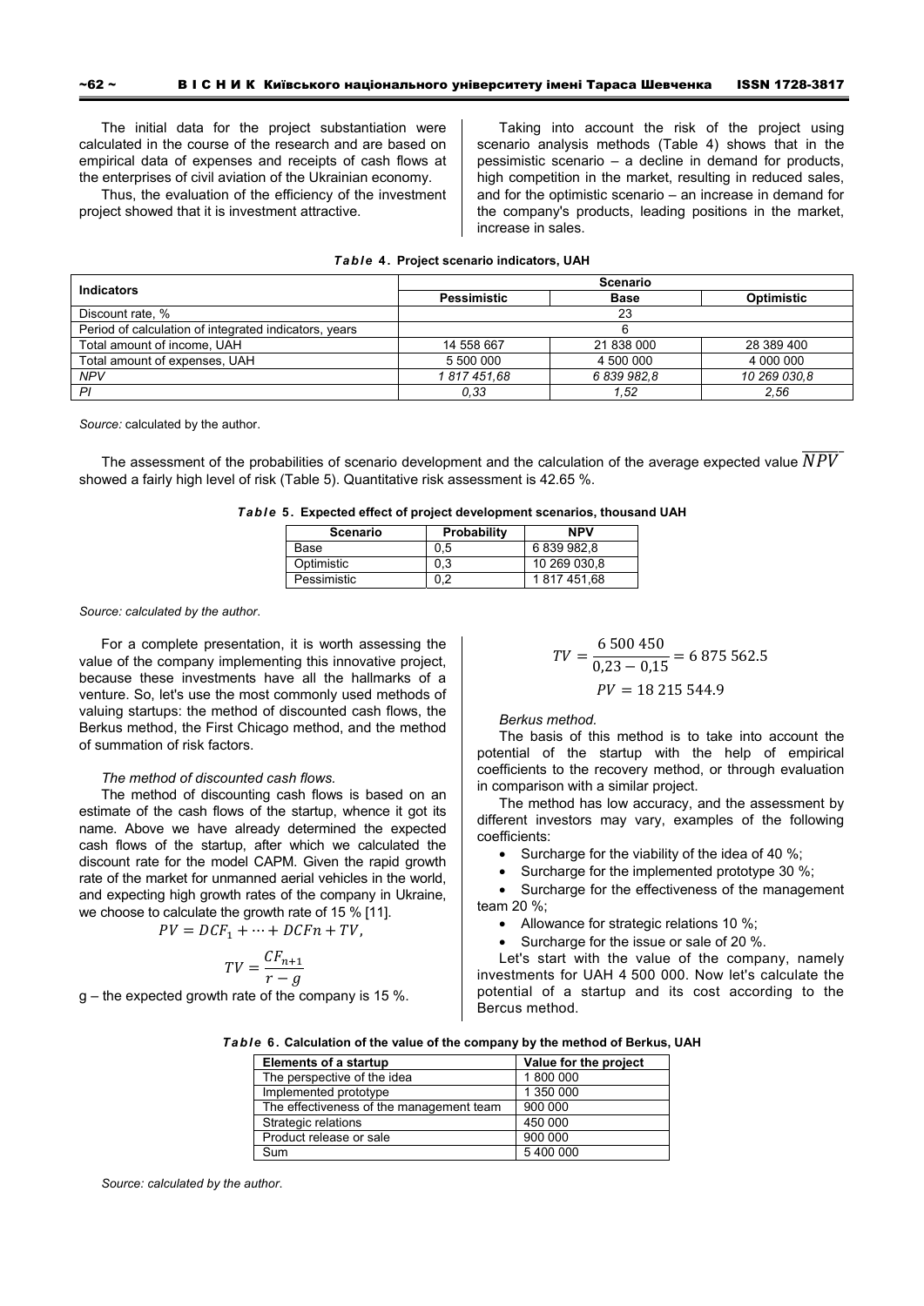The initial data for the project substantiation were calculated in the course of the research and are based on empirical data of expenses and receipts of cash flows at the enterprises of civil aviation of the Ukrainian economy.

Thus, the evaluation of the efficiency of the investment project showed that it is investment attractive.

Taking into account the risk of the project using scenario analysis methods (Table 4) shows that in the pessimistic scenario – a decline in demand for products, high competition in the market, resulting in reduced sales, and for the optimistic scenario – an increase in demand for the company's products, leading positions in the market, increase in sales.

***Table 4*. Project scenario indicators, UAH**

| Indicators | Scenario | | |
|---|---|---|---|
| | Pessimistic | Base | Optimistic |
| Discount rate, % | 23 | | |
| Period of calculation of integrated indicators, years | 6 | | |
| Total amount of income, UAH | 14 558 667 | 21 838 000 | 28 389 400 |
| Total amount of expenses, UAH | 5 500 000 | 4 500 000 | 4 000 000 |
| *NPV* | *1 817 451,68* | *6 839 982,8* | *10 269 030,8* |
| *PI* | *0,33* | *1,52* | *2,56* |

*Source:* calculated by the author.

The assessment of the probabilities of scenario development and the calculation of the average expected value $\overline{NPV}$ showed a fairly high level of risk (Table 5). Quantitative risk assessment is 42.65 %.

***Table 5*. Expected effect of project development scenarios, thousand UAH**

| Scenario | Probability | NPV |
|---|---|---|
| Base | 0,5 | 6 839 982,8 |
| Optimistic | 0,3 | 10 269 030,8 |
| Pessimistic | 0,2 | 1 817 451,68 |

*Source: calculated by the author.*

For a complete presentation, it is worth assessing the value of the company implementing this innovative project, because these investments have all the hallmarks of a venture. So, let's use the most commonly used methods of valuing startups: the method of discounted cash flows, the Berkus method, the First Chicago method, and the method of summation of risk factors.

*The method of discounted cash flows.*

The method of discounting cash flows is based on an estimate of the cash flows of the startup, whence it got its name. Above we have already determined the expected cash flows of the startup, after which we calculated the discount rate for the model CAPM. Given the rapid growth rate of the market for unmanned aerial vehicles in the world, and expecting high growth rates of the company in Ukraine, we choose to calculate the growth rate of 15 % [11].

$$PV = DCF_1 + \cdots + DCFn + TV,$$

$$TV = \frac{CF_{n+1}}{r - g}$$

g – the expected growth rate of the company is 15 %.

$$TV = \frac{6\ 500\ 450}{0{,}23 - 0{,}15} = 6\ 875\ 562.5$$

$$PV = 18\ 215\ 544.9$$

*Berkus method.*

The basis of this method is to take into account the potential of the startup with the help of empirical coefficients to the recovery method, or through evaluation in comparison with a similar project.

The method has low accuracy, and the assessment by different investors may vary, examples of the following coefficients:

- Surcharge for the viability of the idea of 40 %;
- Surcharge for the implemented prototype 30 %;
- Surcharge for the effectiveness of the management team 20 %;
- Allowance for strategic relations 10 %;
- Surcharge for the issue or sale of 20 %.

Let's start with the value of the company, namely investments for UAH 4 500 000. Now let's calculate the potential of a startup and its cost according to the Bercus method.

***Table 6*. Calculation of the value of the company by the method of Berkus, UAH**

| Elements of a startup | Value for the project |
|---|---|
| The perspective of the idea | 1 800 000 |
| Implemented prototype | 1 350 000 |
| The effectiveness of the management team | 900 000 |
| Strategic relations | 450 000 |
| Product release or sale | 900 000 |
| Sum | 5 400 000 |

*Source: calculated by the author.*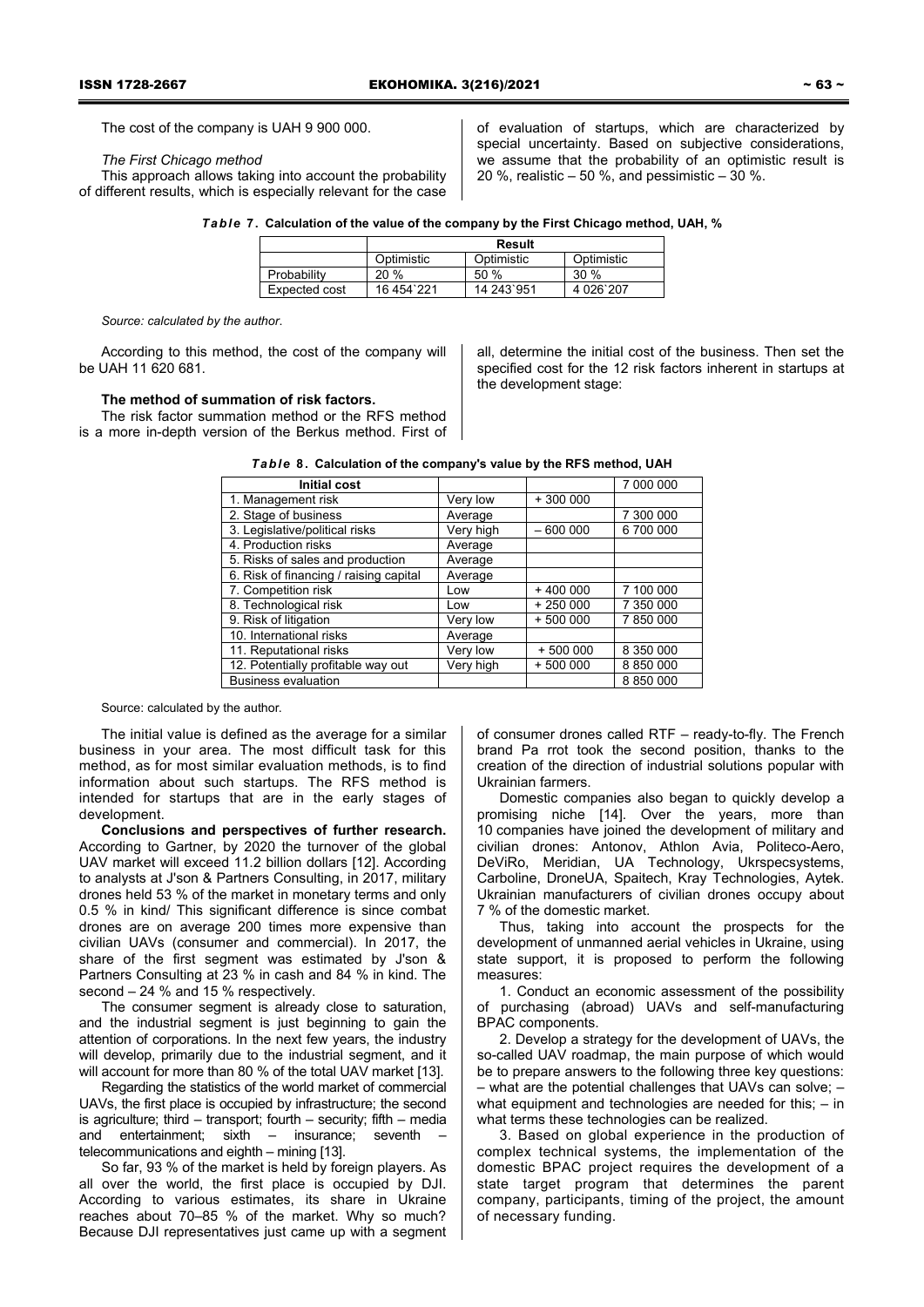The cost of the company is UAH 9 900 000.

*The First Chicago method*

This approach allows taking into account the probability of different results, which is especially relevant for the case of evaluation of startups, which are characterized by special uncertainty. Based on subjective considerations, we assume that the probability of an optimistic result is 20 %, realistic – 50 %, and pessimistic – 30 %.

***Table 7*. Calculation of the value of the company by the First Chicago method, UAH, %**

| | Result | | |
|---|---|---|---|
| | Optimistic | Optimistic | Optimistic |
| Probability | 20 % | 50 % | 30 % |
| Expected cost | 16 454`221 | 14 243`951 | 4 026`207 |

*Source: calculated by the author.*

According to this method, the cost of the company will be UAH 11 620 681.

**The method of summation of risk factors.**

The risk factor summation method or the RFS method is a more in-depth version of the Berkus method. First of all, determine the initial cost of the business. Then set the specified cost for the 12 risk factors inherent in startups at the development stage:

***Table 8*. Calculation of the company's value by the RFS method, UAH**

| Initial cost | | | 7 000 000 |
|---|---|---|---|
| 1. Management risk | Very low | + 300 000 | |
| 2. Stage of business | Average | | 7 300 000 |
| 3. Legislative/political risks | Very high | – 600 000 | 6 700 000 |
| 4. Production risks | Average | | |
| 5. Risks of sales and production | Average | | |
| 6. Risk of financing / raising capital | Average | | |
| 7. Competition risk | Low | + 400 000 | 7 100 000 |
| 8. Technological risk | Low | + 250 000 | 7 350 000 |
| 9. Risk of litigation | Very low | + 500 000 | 7 850 000 |
| 10. International risks | Average | | |
| 11. Reputational risks | Very low | + 500 000 | 8 350 000 |
| 12. Potentially profitable way out | Very high | + 500 000 | 8 850 000 |
| Business evaluation | | | 8 850 000 |

Source: calculated by the author.

The initial value is defined as the average for a similar business in your area. The most difficult task for this method, as for most similar evaluation methods, is to find information about such startups. The RFS method is intended for startups that are in the early stages of development.

**Conclusions and perspectives of further research.** According to Gartner, by 2020 the turnover of the global UAV market will exceed 11.2 billion dollars [12]. According to analysts at J'son & Partners Consulting, in 2017, military drones held 53 % of the market in monetary terms and only 0.5 % in kind/ This significant difference is since combat drones are on average 200 times more expensive than civilian UAVs (consumer and commercial). In 2017, the share of the first segment was estimated by J'son & Partners Consulting at 23 % in cash and 84 % in kind. The second – 24 % and 15 % respectively.

The consumer segment is already close to saturation, and the industrial segment is just beginning to gain the attention of corporations. In the next few years, the industry will develop, primarily due to the industrial segment, and it will account for more than 80 % of the total UAV market [13].

Regarding the statistics of the world market of commercial UAVs, the first place is occupied by infrastructure; the second is agriculture; third – transport; fourth – security; fifth – media and entertainment; sixth – insurance; seventh – telecommunications and eighth – mining [13].

So far, 93 % of the market is held by foreign players. As all over the world, the first place is occupied by DJI. According to various estimates, its share in Ukraine reaches about 70–85 % of the market. Why so much? Because DJI representatives just came up with a segment of consumer drones called RTF – ready-to-fly. The French brand Pa rrot took the second position, thanks to the creation of the direction of industrial solutions popular with Ukrainian farmers.

Domestic companies also began to quickly develop a promising niche [14]. Over the years, more than 10 companies have joined the development of military and civilian drones: Antonov, Athlon Avia, Politeco-Aero, DeViRo, Meridian, UA Technology, Ukrspecsystems, Carboline, DroneUA, Spaitech, Kray Technologies, Aytek. Ukrainian manufacturers of civilian drones occupy about 7 % of the domestic market.

Thus, taking into account the prospects for the development of unmanned aerial vehicles in Ukraine, using state support, it is proposed to perform the following measures:

1. Conduct an economic assessment of the possibility of purchasing (abroad) UAVs and self-manufacturing BPAC components.

2. Develop a strategy for the development of UAVs, the so-called UAV roadmap, the main purpose of which would be to prepare answers to the following three key questions: – what are the potential challenges that UAVs can solve; – what equipment and technologies are needed for this; – in what terms these technologies can be realized.

3. Based on global experience in the production of complex technical systems, the implementation of the domestic BPAC project requires the development of a state target program that determines the parent company, participants, timing of the project, the amount of necessary funding.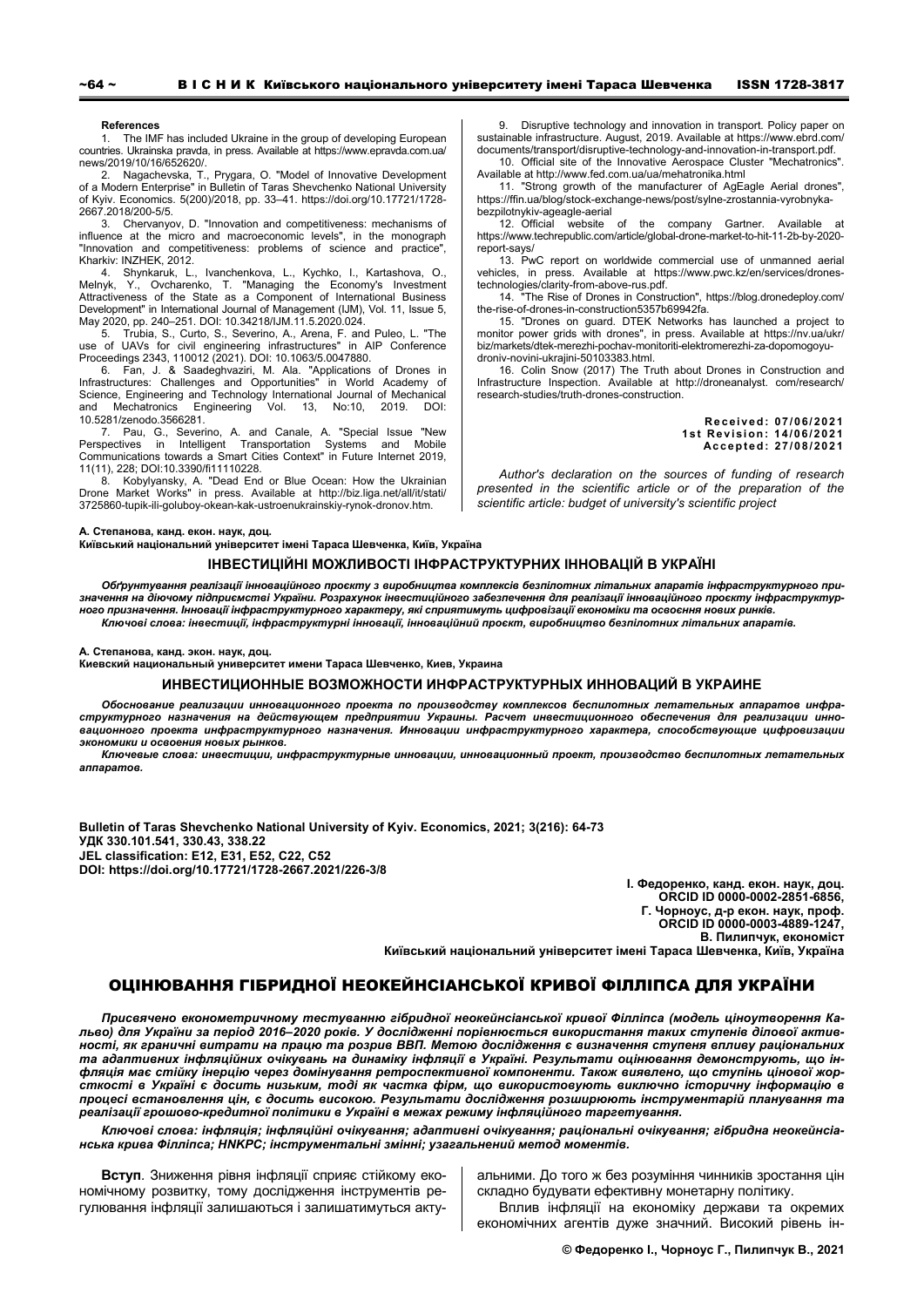**References**

1. The IMF has included Ukraine in the group of developing European countries. Ukrainska pravda, in press. Available at https://www.epravda.com.ua/news/2019/10/16/652620/.
2. Nagachevska, T., Prygara, O. "Model of Innovative Development of a Modern Enterprise" in Bulletin of Taras Shevchenko National University of Kyiv. Economics. 5(200)/2018, pp. 33–41. https://doi.org/10.17721/1728-2667.2018/200-5/5.
3. Chervanyov, D. "Innovation and competitiveness: mechanisms of influence at the micro and macroeconomic levels", in the monograph "Innovation and competitiveness: problems of science and practice", Kharkiv: INZHEK, 2012.
4. Shynkaruk, L., Ivanchenkova, L., Kychko, I., Kartashova, O., Melnyk, Y., Ovcharenko, T. "Managing the Economy's Investment Attractiveness of the State as a Component of International Business Development" in International Journal of Management (IJM), Vol. 11, Issue 5, May 2020, pp. 240–251. DOI: 10.34218/IJM.11.5.2020.024.
5. Trubia, S., Curto, S., Severino, A., Arena, F. and Puleo, L. "The use of UAVs for civil engineering infrastructures" in AIP Conference Proceedings 2343, 110012 (2021). DOI: 10.1063/5.0047880.
6. Fan, J. & Saadeghvaziri, M. Ala. "Applications of Drones in Infrastructures: Challenges and Opportunities" in World Academy of Science, Engineering and Technology International Journal of Mechanical and Mechatronics Engineering Vol. 13, No:10, 2019. DOI: 10.5281/zenodo.3566281.
7. Pau, G., Severino, A. and Canale, A. "Special Issue "New Perspectives in Intelligent Transportation Systems and Mobile Communications towards a Smart Cities Context" in Future Internet 2019, 11(11), 228; DOI:10.3390/fi11110228.
8. Kobylyansky, A. "Dead End or Blue Ocean: How the Ukrainian Drone Market Works" in press. Available at http://biz.liga.net/all/it/stati/3725860-tupik-ili-goluboy-okean-kak-ustroenukrainskiy-rynok-dronov.htm.
9. Disruptive technology and innovation in transport. Policy paper on sustainable infrastructure. August, 2019. Available at https://www.ebrd.com/documents/transport/disruptive-technology-and-innovation-in-transport.pdf.
10. Official site of the Innovative Aerospace Cluster "Mechatronics". Available at http://www.fed.com.ua/ua/mehatronika.html
11. "Strong growth of the manufacturer of AgEagle Aerial drones", https://ffin.ua/blog/stock-exchange-news/post/sylne-zrostannia-vyrobnyka-bezpilotnykiv-ageagle-aerial
12. Official website of the company Gartner. Available at https://www.techrepublic.com/article/global-drone-market-to-hit-11-2b-by-2020-report-says/
13. PwC report on worldwide commercial use of unmanned aerial vehicles, in press. Available at https://www.pwc.kz/en/services/drones-technologies/clarity-from-above-rus.pdf.
14. "The Rise of Drones in Construction", https://blog.dronedeploy.com/the-rise-of-drones-in-construction5357b69942fa.
15. "Drones on guard. DTEK Networks has launched a project to monitor power grids with drones", in press. Available at https://nv.ua/ukr/biz/markets/dtek-merezhi-pochav-monitoriti-elektromerezhi-za-dopomogoyu-droniv-novini-ukrajini-50103383.html.
16. Colin Snow (2017) The Truth about Drones in Construction and Infrastructure Inspection. Available at http://droneanalyst. com/research/research-studies/truth-drones-construction.

**Received: 07/06/2021**
**1st Revision: 14/06/2021**
**Accepted: 27/08/2021**

*Author's declaration on the sources of funding of research presented in the scientific article or of the preparation of the scientific article: budget of university's scientific project*

**А. Степанова, канд. екон. наук, доц.**
**Київський національний університет імені Тараса Шевченка, Київ, Україна**

## ІНВЕСТИЦІЙНІ МОЖЛИВОСТІ ІНФРАСТРУКТУРНИХ ІННОВАЦІЙ В УКРАЇНІ

***Обґрунтування реалізації інноваційного проєкту з виробництва комплексів безпілотних літальних апаратів інфраструктурного призначення на діючому підприємстві України. Розрахунок інвестиційного забезпечення для реалізації інноваційного проєкту інфраструктурного призначення. Інновації інфраструктурного характеру, які сприятимуть цифровізації економіки та освоєння нових ринків.***

***Ключові слова: інвестиції, інфраструктурні інновації, інноваційний проєкт, виробництво безпілотних літальних апаратів.***

**А. Степанова, канд. экон. наук, доц.**
**Киевский национальный университет имени Тараса Шевченко, Киев, Украина**

## ИНВЕСТИЦИОННЫЕ ВОЗМОЖНОСТИ ИНФРАСТРУКТУРНЫХ ИННОВАЦИЙ В УКРАИНЕ

***Обоснование реализации инновационного проекта по производству комплексов беспилотных летательных аппаратов инфраструктурного назначения на действующем предприятии Украины. Расчет инвестиционного обеспечения для реализации инновационного проекта инфраструктурного назначения. Инновации инфраструктурного характера, способствующие цифровизации экономики и освоения новых рынков.***

***Ключевые слова: инвестиции, инфраструктурные инновации, инновационный проект, производство беспилотных летательных аппаратов.***

**Bulletin of Taras Shevchenko National University of Kyiv. Economics, 2021; 3(216): 64-73**
**УДК 330.101.541, 330.43, 338.22**
**JEL classification: E12, E31, E52, C22, C52**
**DOI: https://doi.org/10.17721/1728-2667.2021/226-3/8**

**І. Федоренко, канд. екон. наук, доц.**
**ORCID ID 0000-0002-2851-6856,**
**Г. Чорноус, д-р екон. наук, проф.**
**ORCID ID 0000-0003-4889-1247,**
**В. Пилипчук, економіст**
**Київський національний університет імені Тараса Шевченка, Київ, Україна**

# ОЦІНЮВАННЯ ГІБРИДНОЇ НЕОКЕЙНСІАНСЬКОЇ КРИВОЇ ФІЛЛІПСА ДЛЯ УКРАЇНИ

***Присвячено економетричному тестуванню гібридної неокейнсіанської кривої Філліпса (модель ціноутворення Кальво) для України за період 2016–2020 років. У дослідженні порівнюється використання таких ступенів ділової активності, як граничні витрати на працю та розрив ВВП. Метою дослідження є визначення ступеня впливу раціональних та адаптивних інфляційних очікувань на динаміку інфляції в Україні. Результати оцінювання демонструють, що інфляція має стійку інерцію через домінування ретроспективної компоненти. Також виявлено, що ступінь цінової жорсткості в Україні є досить низьким, тоді як частка фірм, що використовують виключно історичну інформацію в процесі встановлення цін, є досить високою. Результати дослідження розширюють інструментарій планування та реалізації грошово-кредитної політики в Україні в межах режиму інфляційного таргетування.***

***Ключові слова: інфляція; інфляційні очікування; адаптивні очікування; раціональні очікування; гібридна неокейнсіанська крива Філліпса; HNKPC; інструментальні змінні; узагальнений метод моментів.***

**Вступ**. Зниження рівня інфляції сприяє стійкому економічному розвитку, тому дослідження інструментів регулювання інфляції залишаються і залишатимуться актуальними. До того ж без розуміння чинників зростання цін складно будувати ефективну монетарну політику.

Вплив інфляції на економіку держави та окремих економічних агентів дуже значний. Високий рівень ін-

© Федоренко І., Чорноус Г., Пилипчук В., 2021